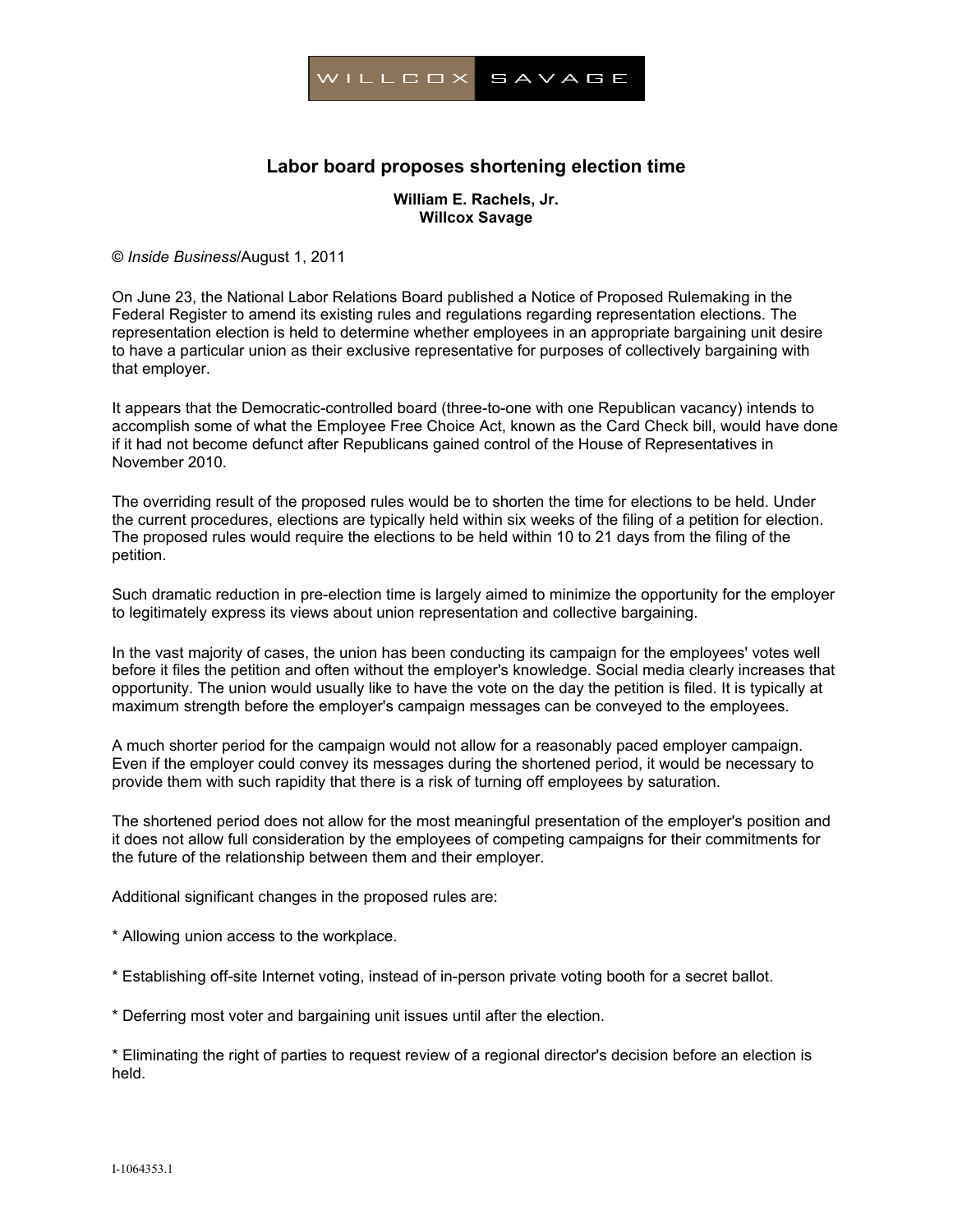WILLCOX SAVAGE

# Labor board proposes shortening election time

**William E. Rachels, Jr.**
**Willcox Savage**

© *Inside Business*/August 1, 2011

On June 23, the National Labor Relations Board published a Notice of Proposed Rulemaking in the Federal Register to amend its existing rules and regulations regarding representation elections. The representation election is held to determine whether employees in an appropriate bargaining unit desire to have a particular union as their exclusive representative for purposes of collectively bargaining with that employer.

It appears that the Democratic-controlled board (three-to-one with one Republican vacancy) intends to accomplish some of what the Employee Free Choice Act, known as the Card Check bill, would have done if it had not become defunct after Republicans gained control of the House of Representatives in November 2010.

The overriding result of the proposed rules would be to shorten the time for elections to be held. Under the current procedures, elections are typically held within six weeks of the filing of a petition for election. The proposed rules would require the elections to be held within 10 to 21 days from the filing of the petition.

Such dramatic reduction in pre-election time is largely aimed to minimize the opportunity for the employer to legitimately express its views about union representation and collective bargaining.

In the vast majority of cases, the union has been conducting its campaign for the employees' votes well before it files the petition and often without the employer's knowledge. Social media clearly increases that opportunity. The union would usually like to have the vote on the day the petition is filed. It is typically at maximum strength before the employer's campaign messages can be conveyed to the employees.

A much shorter period for the campaign would not allow for a reasonably paced employer campaign. Even if the employer could convey its messages during the shortened period, it would be necessary to provide them with such rapidity that there is a risk of turning off employees by saturation.

The shortened period does not allow for the most meaningful presentation of the employer's position and it does not allow full consideration by the employees of competing campaigns for their commitments for the future of the relationship between them and their employer.

Additional significant changes in the proposed rules are:

* Allowing union access to the workplace.

* Establishing off-site Internet voting, instead of in-person private voting booth for a secret ballot.

* Deferring most voter and bargaining unit issues until after the election.

* Eliminating the right of parties to request review of a regional director's decision before an election is held.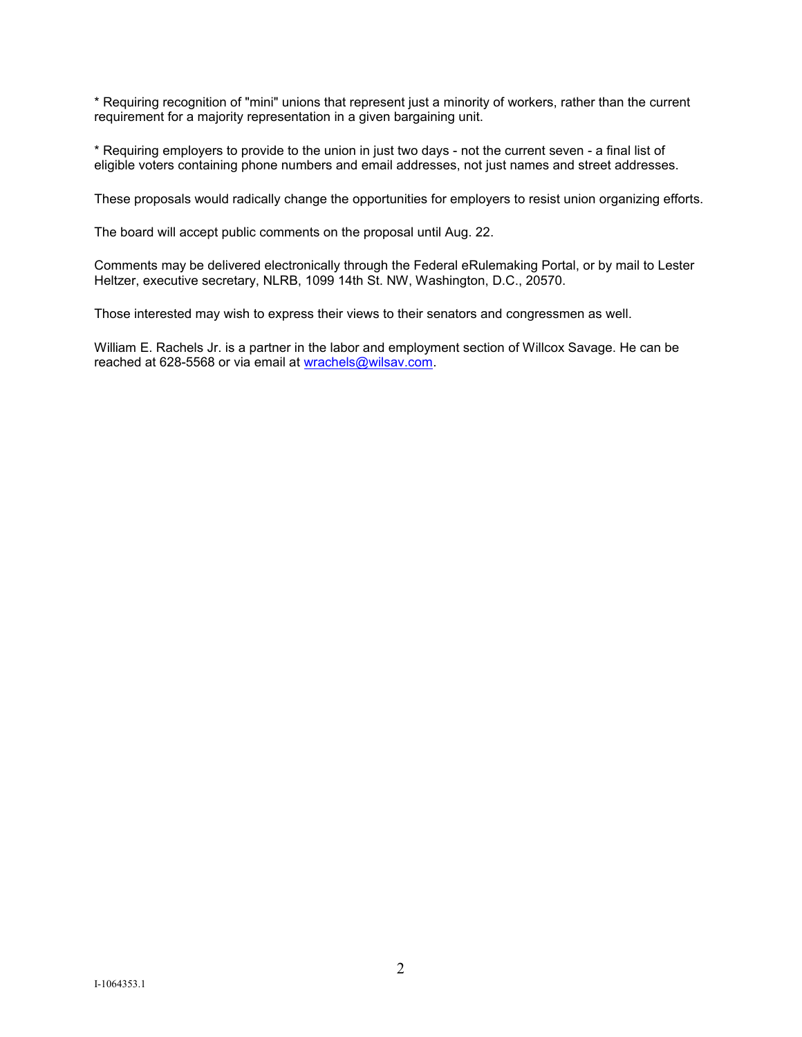* Requiring recognition of "mini" unions that represent just a minority of workers, rather than the current requirement for a majority representation in a given bargaining unit.

* Requiring employers to provide to the union in just two days - not the current seven - a final list of eligible voters containing phone numbers and email addresses, not just names and street addresses.

These proposals would radically change the opportunities for employers to resist union organizing efforts.

The board will accept public comments on the proposal until Aug. 22.

Comments may be delivered electronically through the Federal eRulemaking Portal, or by mail to Lester Heltzer, executive secretary, NLRB, 1099 14th St. NW, Washington, D.C., 20570.

Those interested may wish to express their views to their senators and congressmen as well.

William E. Rachels Jr. is a partner in the labor and employment section of Willcox Savage. He can be reached at 628-5568 or via email at wrachels@wilsav.com.

I-1064353.1